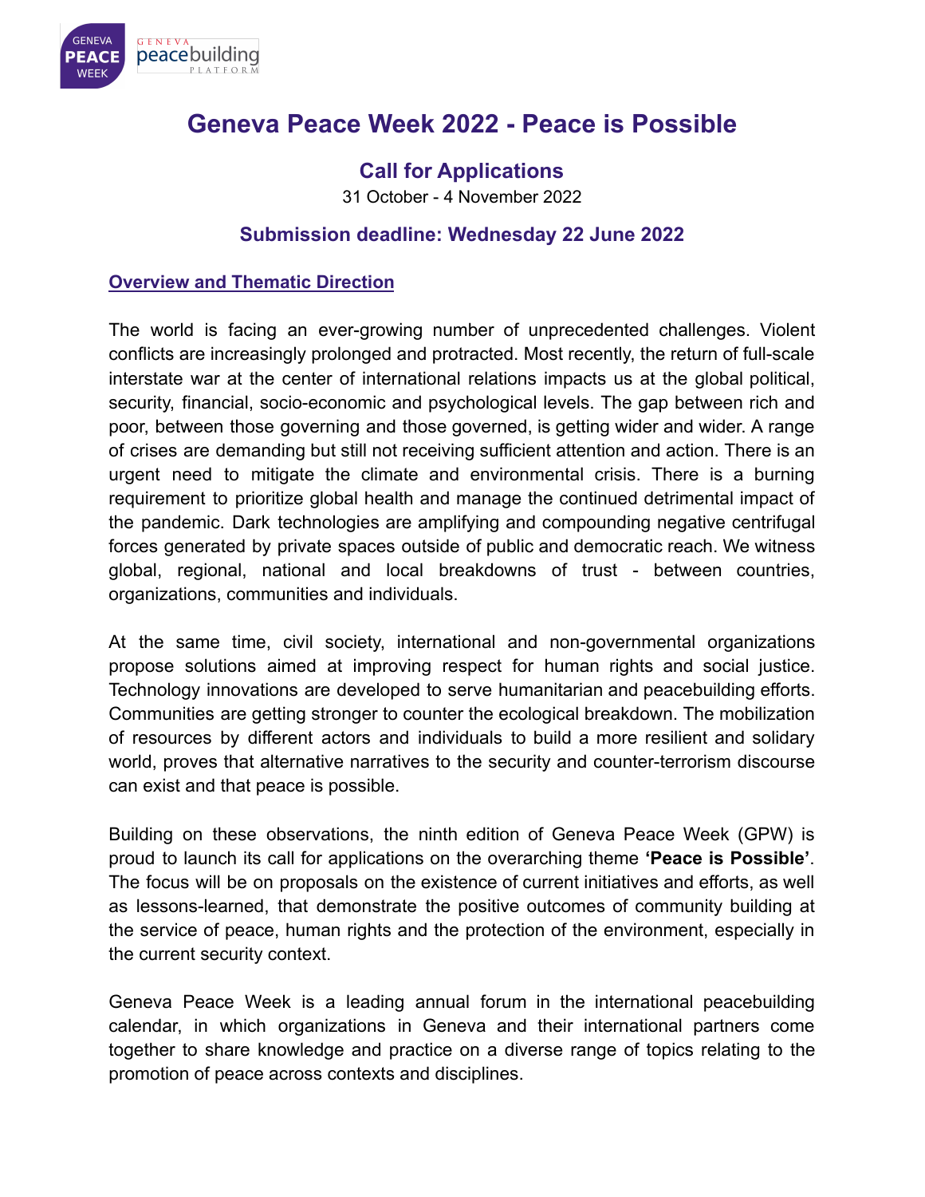# Geneva Peace Week 2022 - Peace is Possible

## Call for Applications

31 October - 4 November 2022

### Submission deadline: Wednesday 22 June 2022

### Overview and Thematic Direction

The world is facing an ever-growing number of unprecedented challenges. Violent conflicts are increasingly prolonged and protracted. Most recently, the return of full-scale interstate war at the center of international relations impacts us at the global political, security, financial, socio-economic and psychological levels. The gap between rich and poor, between those governing and those governed, is getting wider and wider. A range of crises are demanding but still not receiving sufficient attention and action. There is an urgent need to mitigate the climate and environmental crisis. There is a burning requirement to prioritize global health and manage the continued detrimental impact of the pandemic. Dark technologies are amplifying and compounding negative centrifugal forces generated by private spaces outside of public and democratic reach. We witness global, regional, national and local breakdowns of trust - between countries, organizations, communities and individuals.

At the same time, civil society, international and non-governmental organizations propose solutions aimed at improving respect for human rights and social justice. Technology innovations are developed to serve humanitarian and peacebuilding efforts. Communities are getting stronger to counter the ecological breakdown. The mobilization of resources by different actors and individuals to build a more resilient and solidary world, proves that alternative narratives to the security and counter-terrorism discourse can exist and that peace is possible.

Building on these observations, the ninth edition of Geneva Peace Week (GPW) is proud to launch its call for applications on the overarching theme **'Peace is Possible'**. The focus will be on proposals on the existence of current initiatives and efforts, as well as lessons-learned, that demonstrate the positive outcomes of community building at the service of peace, human rights and the protection of the environment, especially in the current security context.

Geneva Peace Week is a leading annual forum in the international peacebuilding calendar, in which organizations in Geneva and their international partners come together to share knowledge and practice on a diverse range of topics relating to the promotion of peace across contexts and disciplines.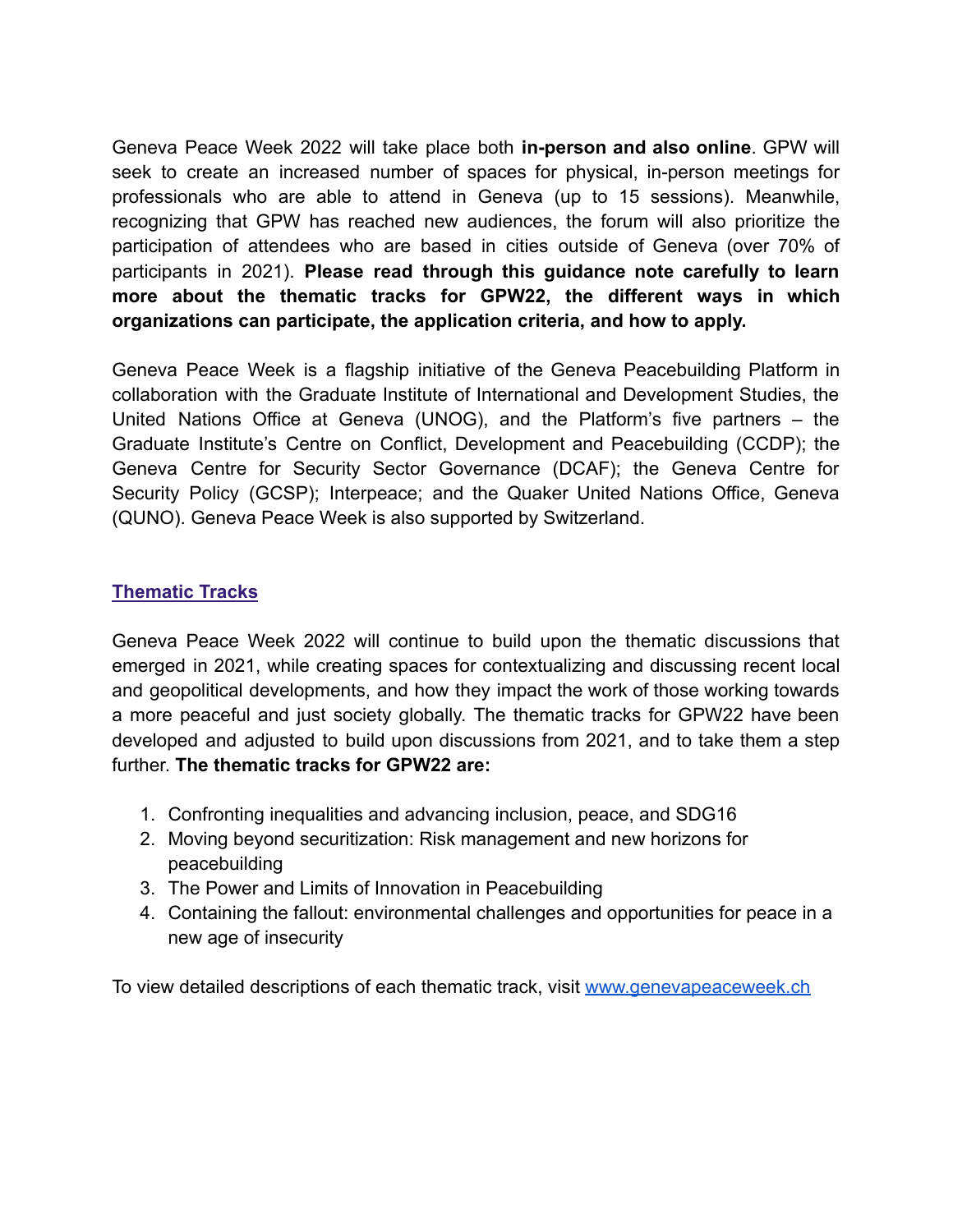Geneva Peace Week 2022 will take place both **in-person and also online**. GPW will seek to create an increased number of spaces for physical, in-person meetings for professionals who are able to attend in Geneva (up to 15 sessions). Meanwhile, recognizing that GPW has reached new audiences, the forum will also prioritize the participation of attendees who are based in cities outside of Geneva (over 70% of participants in 2021). **Please read through this guidance note carefully to learn more about the thematic tracks for GPW22, the different ways in which organizations can participate, the application criteria, and how to apply.**

Geneva Peace Week is a flagship initiative of the Geneva Peacebuilding Platform in collaboration with the Graduate Institute of International and Development Studies, the United Nations Office at Geneva (UNOG), and the Platform's five partners – the Graduate Institute's Centre on Conflict, Development and Peacebuilding (CCDP); the Geneva Centre for Security Sector Governance (DCAF); the Geneva Centre for Security Policy (GCSP); Interpeace; and the Quaker United Nations Office, Geneva (QUNO). Geneva Peace Week is also supported by Switzerland.

## Thematic Tracks

Geneva Peace Week 2022 will continue to build upon the thematic discussions that emerged in 2021, while creating spaces for contextualizing and discussing recent local and geopolitical developments, and how they impact the work of those working towards a more peaceful and just society globally. The thematic tracks for GPW22 have been developed and adjusted to build upon discussions from 2021, and to take them a step further. **The thematic tracks for GPW22 are:**

1. Confronting inequalities and advancing inclusion, peace, and SDG16
2. Moving beyond securitization: Risk management and new horizons for peacebuilding
3. The Power and Limits of Innovation in Peacebuilding
4. Containing the fallout: environmental challenges and opportunities for peace in a new age of insecurity

To view detailed descriptions of each thematic track, visit [www.genevapeaceweek.ch](www.genevapeaceweek.ch)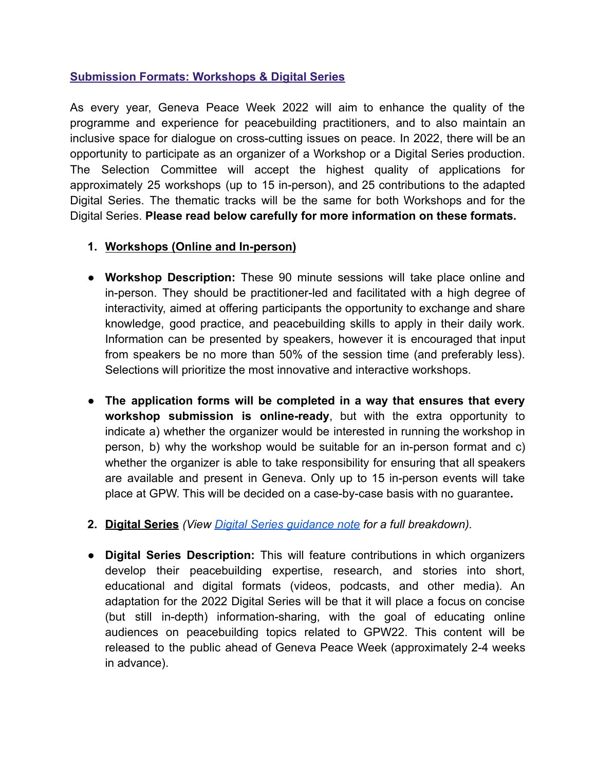## Submission Formats: Workshops & Digital Series

As every year, Geneva Peace Week 2022 will aim to enhance the quality of the programme and experience for peacebuilding practitioners, and to also maintain an inclusive space for dialogue on cross-cutting issues on peace. In 2022, there will be an opportunity to participate as an organizer of a Workshop or a Digital Series production. The Selection Committee will accept the highest quality of applications for approximately 25 workshops (up to 15 in-person), and 25 contributions to the adapted Digital Series. The thematic tracks will be the same for both Workshops and for the Digital Series. **Please read below carefully for more information on these formats.**

1. **Workshops (Online and In-person)**

- **Workshop Description:** These 90 minute sessions will take place online and in-person. They should be practitioner-led and facilitated with a high degree of interactivity, aimed at offering participants the opportunity to exchange and share knowledge, good practice, and peacebuilding skills to apply in their daily work. Information can be presented by speakers, however it is encouraged that input from speakers be no more than 50% of the session time (and preferably less). Selections will prioritize the most innovative and interactive workshops.

- **The application forms will be completed in a way that ensures that every workshop submission is online-ready**, but with the extra opportunity to indicate a) whether the organizer would be interested in running the workshop in person, b) why the workshop would be suitable for an in-person format and c) whether the organizer is able to take responsibility for ensuring that all speakers are available and present in Geneva. Only up to 15 in-person events will take place at GPW. This will be decided on a case-by-case basis with no guarantee**.**

2. **Digital Series** *(View Digital Series guidance note for a full breakdown).*

- **Digital Series Description:** This will feature contributions in which organizers develop their peacebuilding expertise, research, and stories into short, educational and digital formats (videos, podcasts, and other media). An adaptation for the 2022 Digital Series will be that it will place a focus on concise (but still in-depth) information-sharing, with the goal of educating online audiences on peacebuilding topics related to GPW22. This content will be released to the public ahead of Geneva Peace Week (approximately 2-4 weeks in advance).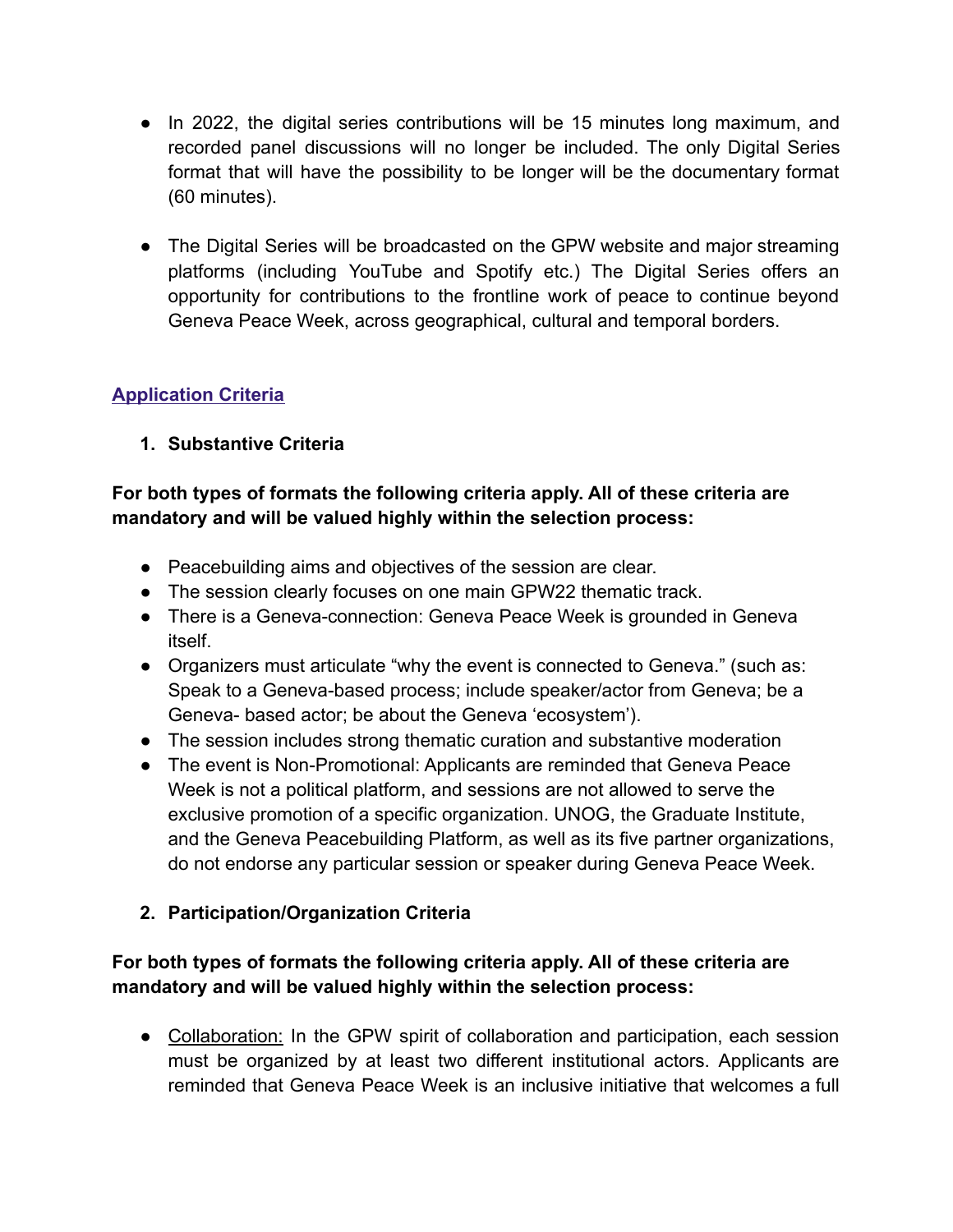- In 2022, the digital series contributions will be 15 minutes long maximum, and recorded panel discussions will no longer be included. The only Digital Series format that will have the possibility to be longer will be the documentary format (60 minutes).

- The Digital Series will be broadcasted on the GPW website and major streaming platforms (including YouTube and Spotify etc.) The Digital Series offers an opportunity for contributions to the frontline work of peace to continue beyond Geneva Peace Week, across geographical, cultural and temporal borders.

## Application Criteria

### 1. Substantive Criteria

**For both types of formats the following criteria apply. All of these criteria are mandatory and will be valued highly within the selection process:**

- Peacebuilding aims and objectives of the session are clear.
- The session clearly focuses on one main GPW22 thematic track.
- There is a Geneva-connection: Geneva Peace Week is grounded in Geneva itself.
- Organizers must articulate "why the event is connected to Geneva." (such as: Speak to a Geneva-based process; include speaker/actor from Geneva; be a Geneva- based actor; be about the Geneva 'ecosystem').
- The session includes strong thematic curation and substantive moderation
- The event is Non-Promotional: Applicants are reminded that Geneva Peace Week is not a political platform, and sessions are not allowed to serve the exclusive promotion of a specific organization. UNOG, the Graduate Institute, and the Geneva Peacebuilding Platform, as well as its five partner organizations, do not endorse any particular session or speaker during Geneva Peace Week.

### 2. Participation/Organization Criteria

**For both types of formats the following criteria apply. All of these criteria are mandatory and will be valued highly within the selection process:**

- Collaboration: In the GPW spirit of collaboration and participation, each session must be organized by at least two different institutional actors. Applicants are reminded that Geneva Peace Week is an inclusive initiative that welcomes a full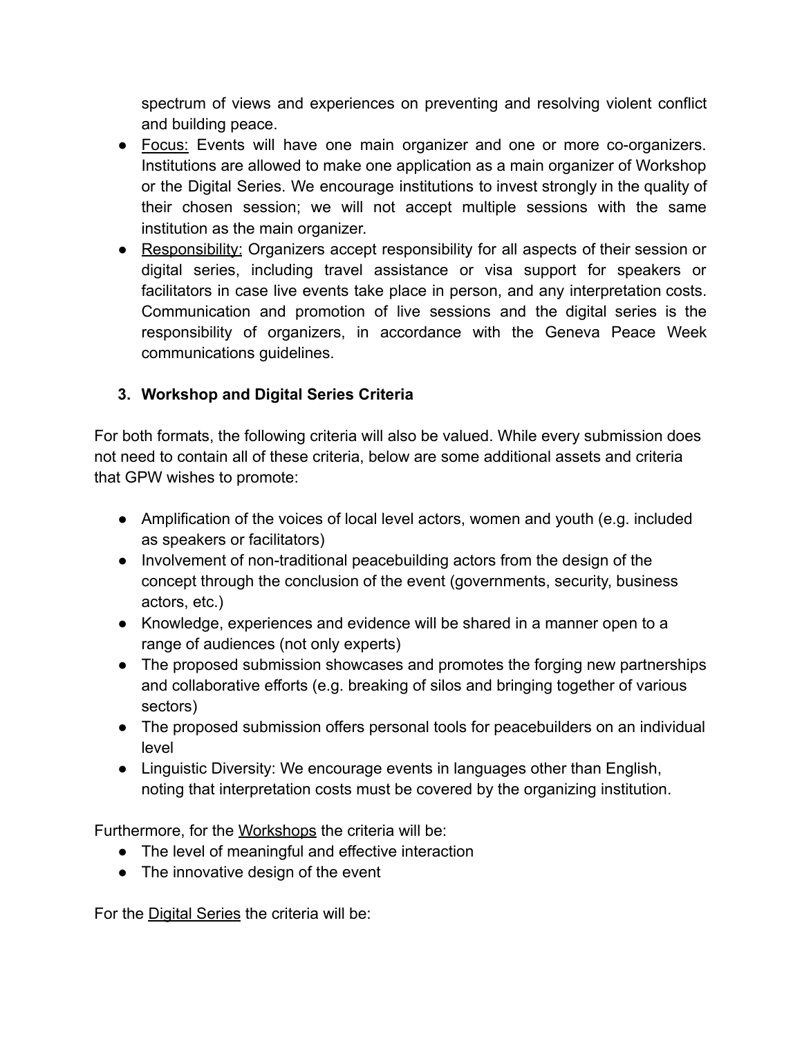spectrum of views and experiences on preventing and resolving violent conflict and building peace.

- Focus: Events will have one main organizer and one or more co-organizers. Institutions are allowed to make one application as a main organizer of Workshop or the Digital Series. We encourage institutions to invest strongly in the quality of their chosen session; we will not accept multiple sessions with the same institution as the main organizer.
- Responsibility: Organizers accept responsibility for all aspects of their session or digital series, including travel assistance or visa support for speakers or facilitators in case live events take place in person, and any interpretation costs. Communication and promotion of live sessions and the digital series is the responsibility of organizers, in accordance with the Geneva Peace Week communications guidelines.

### 3. Workshop and Digital Series Criteria

For both formats, the following criteria will also be valued. While every submission does not need to contain all of these criteria, below are some additional assets and criteria that GPW wishes to promote:

- Amplification of the voices of local level actors, women and youth (e.g. included as speakers or facilitators)
- Involvement of non-traditional peacebuilding actors from the design of the concept through the conclusion of the event (governments, security, business actors, etc.)
- Knowledge, experiences and evidence will be shared in a manner open to a range of audiences (not only experts)
- The proposed submission showcases and promotes the forging new partnerships and collaborative efforts (e.g. breaking of silos and bringing together of various sectors)
- The proposed submission offers personal tools for peacebuilders on an individual level
- Linguistic Diversity: We encourage events in languages other than English, noting that interpretation costs must be covered by the organizing institution.

Furthermore, for the Workshops the criteria will be:

- The level of meaningful and effective interaction
- The innovative design of the event

For the Digital Series the criteria will be: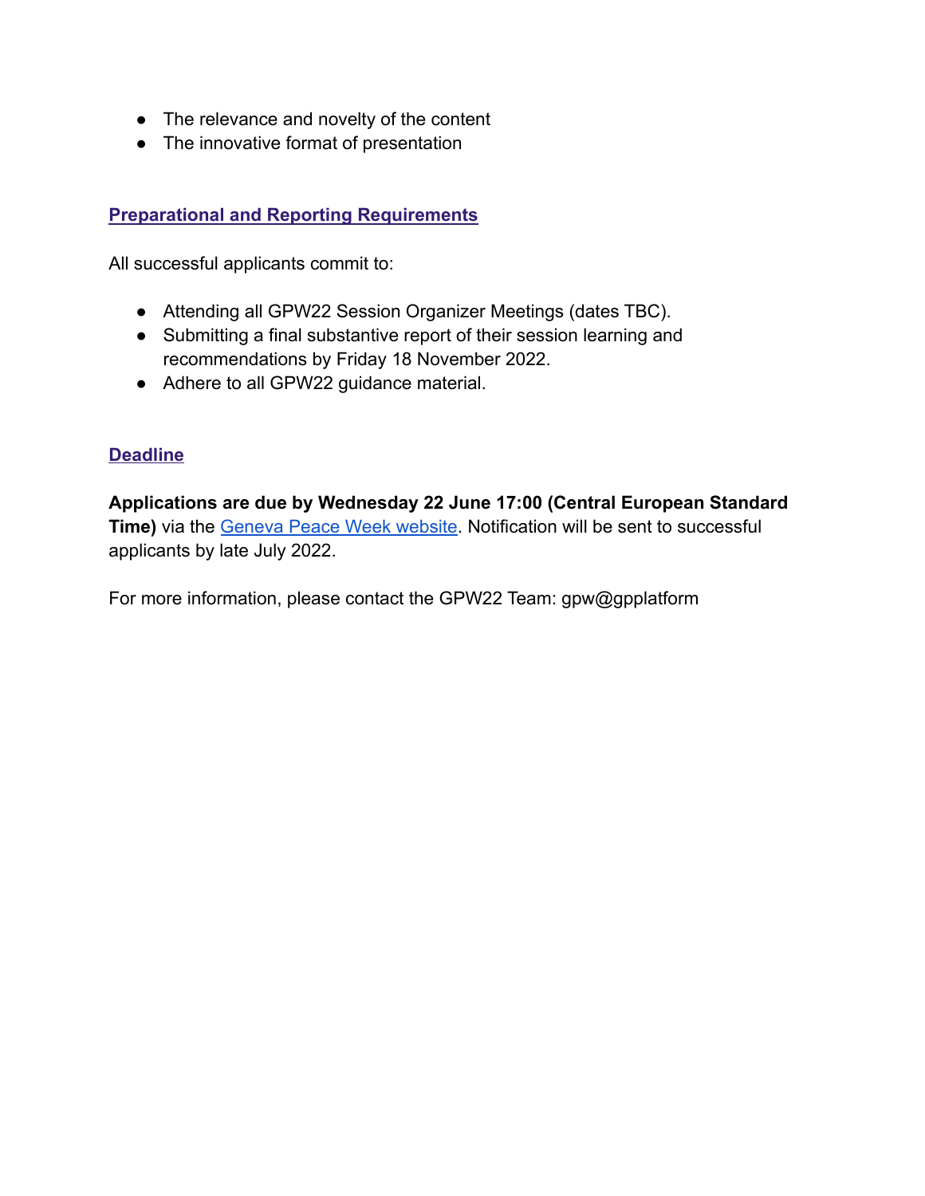- The relevance and novelty of the content
- The innovative format of presentation

## Preparational and Reporting Requirements

All successful applicants commit to:

- Attending all GPW22 Session Organizer Meetings (dates TBC).
- Submitting a final substantive report of their session learning and recommendations by Friday 18 November 2022.
- Adhere to all GPW22 guidance material.

## Deadline

**Applications are due by Wednesday 22 June 17:00 (Central European Standard Time)** via the Geneva Peace Week website. Notification will be sent to successful applicants by late July 2022.

For more information, please contact the GPW22 Team: gpw@gpplatform